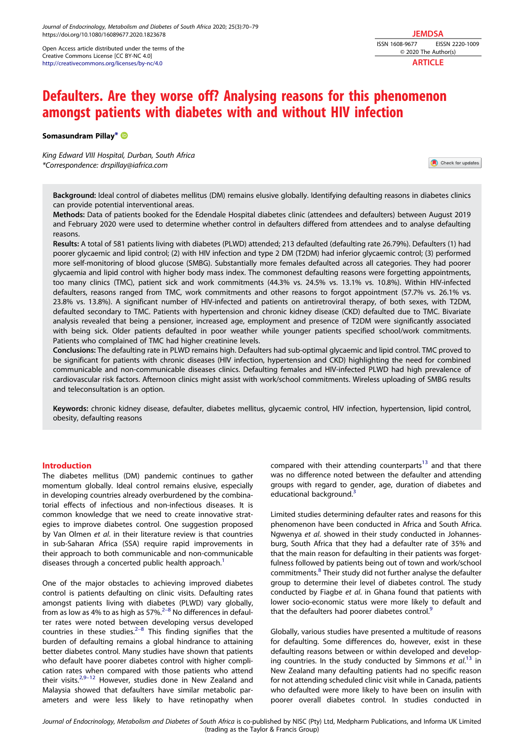Open Access article distributed under the terms of the Creative Commons License [CC BY-NC 4.0] http://creativecommons.org/licenses/by-nc/4.0

JEMDSA
ISSN 1608-9677 EISSN 2220-1009
© 2020 The Author(s)
ARTICLE

# Defaulters. Are they worse off? Analysing reasons for this phenomenon amongst patients with diabetes with and without HIV infection

**Somasundram Pillay***

*King Edward VIII Hospital, Durban, South Africa*
*\*Correspondence: drspillay@iafrica.com*

**Background:** Ideal control of diabetes mellitus (DM) remains elusive globally. Identifying defaulting reasons in diabetes clinics can provide potential interventional areas.

**Methods:** Data of patients booked for the Edendale Hospital diabetes clinic (attendees and defaulters) between August 2019 and February 2020 were used to determine whether control in defaulters differed from attendees and to analyse defaulting reasons.

**Results:** A total of 581 patients living with diabetes (PLWD) attended; 213 defaulted (defaulting rate 26.79%). Defaulters (1) had poorer glycaemic and lipid control; (2) with HIV infection and type 2 DM (T2DM) had inferior glycaemic control; (3) performed more self-monitoring of blood glucose (SMBG). Substantially more females defaulted across all categories. They had poorer glycaemia and lipid control with higher body mass index. The commonest defaulting reasons were forgetting appointments, too many clinics (TMC), patient sick and work commitments (44.3% vs. 24.5% vs. 13.1% vs. 10.8%). Within HIV-infected defaulters, reasons ranged from TMC, work commitments and other reasons to forgot appointment (57.7% vs. 26.1% vs. 23.8% vs. 13.8%). A significant number of HIV-infected and patients on antiretroviral therapy, of both sexes, with T2DM, defaulted secondary to TMC. Patients with hypertension and chronic kidney disease (CKD) defaulted due to TMC. Bivariate analysis revealed that being a pensioner, increased age, employment and presence of T2DM were significantly associated with being sick. Older patients defaulted in poor weather while younger patients specified school/work commitments. Patients who complained of TMC had higher creatinine levels.

**Conclusions:** The defaulting rate in PLWD remains high. Defaulters had sub-optimal glycaemic and lipid control. TMC proved to be significant for patients with chronic diseases (HIV infection, hypertension and CKD) highlighting the need for combined communicable and non-communicable diseases clinics. Defaulting females and HIV-infected PLWD had high prevalence of cardiovascular risk factors. Afternoon clinics might assist with work/school commitments. Wireless uploading of SMBG results and teleconsultation is an option.

**Keywords:** chronic kidney disease, defaulter, diabetes mellitus, glycaemic control, HIV infection, hypertension, lipid control, obesity, defaulting reasons

## Introduction

The diabetes mellitus (DM) pandemic continues to gather momentum globally. Ideal control remains elusive, especially in developing countries already overburdened by the combinatorial effects of infectious and non-infectious diseases. It is common knowledge that we need to create innovative strategies to improve diabetes control. One suggestion proposed by Van Olmen *et al.* in their literature review is that countries in sub-Saharan Africa (SSA) require rapid improvements in their approach to both communicable and non-communicable diseases through a concerted public health approach.[1]

One of the major obstacles to achieving improved diabetes control is patients defaulting on clinic visits. Defaulting rates amongst patients living with diabetes (PLWD) vary globally, from as low as 4% to as high as 57%.[2–8] No differences in defaulter rates were noted between developing versus developed countries in these studies.[2–8] This finding signifies that the burden of defaulting remains a global hindrance to attaining better diabetes control. Many studies have shown that patients who default have poorer diabetes control with higher complication rates when compared with those patients who attend their visits.[2,9–12] However, studies done in New Zealand and Malaysia showed that defaulters have similar metabolic parameters and were less likely to have retinopathy when compared with their attending counterparts[13] and that there was no difference noted between the defaulter and attending groups with regard to gender, age, duration of diabetes and educational background.[3]

Limited studies determining defaulter rates and reasons for this phenomenon have been conducted in Africa and South Africa. Ngwenya *et al.* showed in their study conducted in Johannesburg, South Africa that they had a defaulter rate of 35% and that the main reason for defaulting in their patients was forgetfulness followed by patients being out of town and work/school commitments.[8] Their study did not further analyse the defaulter group to determine their level of diabetes control. The study conducted by Fiagbe *et al.* in Ghana found that patients with lower socio-economic status were more likely to default and that the defaulters had poorer diabetes control.[9]

Globally, various studies have presented a multitude of reasons for defaulting. Some differences do, however, exist in these defaulting reasons between or within developed and developing countries. In the study conducted by Simmons *et al.*[13] in New Zealand many defaulting patients had no specific reason for not attending scheduled clinic visit while in Canada, patients who defaulted were more likely to have been on insulin with poorer overall diabetes control. In studies conducted in

*Journal of Endocrinology, Metabolism and Diabetes of South Africa* is co-published by NISC (Pty) Ltd, Medpharm Publications, and Informa UK Limited (trading as the Taylor & Francis Group)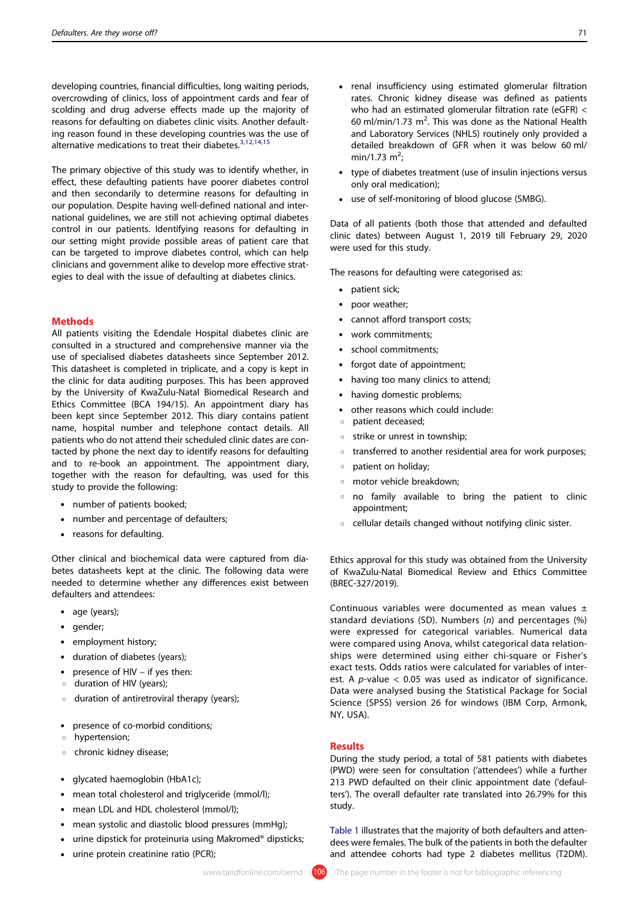developing countries, financial difficulties, long waiting periods, overcrowding of clinics, loss of appointment cards and fear of scolding and drug adverse effects made up the majority of reasons for defaulting on diabetes clinic visits. Another defaulting reason found in these developing countries was the use of alternative medications to treat their diabetes.[3,12,14,15]

The primary objective of this study was to identify whether, in effect, these defaulting patients have poorer diabetes control and then secondarily to determine reasons for defaulting in our population. Despite having well-defined national and international guidelines, we are still not achieving optimal diabetes control in our patients. Identifying reasons for defaulting in our setting might provide possible areas of patient care that can be targeted to improve diabetes control, which can help clinicians and government alike to develop more effective strategies to deal with the issue of defaulting at diabetes clinics.

## Methods

All patients visiting the Edendale Hospital diabetes clinic are consulted in a structured and comprehensive manner via the use of specialised diabetes datasheets since September 2012. This datasheet is completed in triplicate, and a copy is kept in the clinic for data auditing purposes. This has been approved by the University of KwaZulu-Natal Biomedical Research and Ethics Committee (BCA 194/15). An appointment diary has been kept since September 2012. This diary contains patient name, hospital number and telephone contact details. All patients who do not attend their scheduled clinic dates are contacted by phone the next day to identify reasons for defaulting and to re-book an appointment. The appointment diary, together with the reason for defaulting, was used for this study to provide the following:

- number of patients booked;
- number and percentage of defaulters;
- reasons for defaulting.

Other clinical and biochemical data were captured from diabetes datasheets kept at the clinic. The following data were needed to determine whether any differences exist between defaulters and attendees:

- age (years);
- gender;
- employment history;
- duration of diabetes (years);
- presence of HIV – if yes then:
  - duration of HIV (years);
  - duration of antiretroviral therapy (years);
- presence of co-morbid conditions;
  - hypertension;
  - chronic kidney disease;
- glycated haemoglobin (HbA1c);
- mean total cholesterol and triglyceride (mmol/l);
- mean LDL and HDL cholesterol (mmol/l);
- mean systolic and diastolic blood pressures (mmHg);
- urine dipstick for proteinuria using Makromed® dipsticks;
- urine protein creatinine ratio (PCR);
- renal insufficiency using estimated glomerular filtration rates. Chronic kidney disease was defined as patients who had an estimated glomerular filtration rate (eGFR) < 60 ml/min/1.73 $m^2$. This was done as the National Health and Laboratory Services (NHLS) routinely only provided a detailed breakdown of GFR when it was below 60 ml/min/1.73 $m^2$;
- type of diabetes treatment (use of insulin injections versus only oral medication);
- use of self-monitoring of blood glucose (SMBG).

Data of all patients (both those that attended and defaulted clinic dates) between August 1, 2019 till February 29, 2020 were used for this study.

The reasons for defaulting were categorised as:

- patient sick;
- poor weather;
- cannot afford transport costs;
- work commitments;
- school commitments;
- forgot date of appointment;
- having too many clinics to attend;
- having domestic problems;
- other reasons which could include:
  - patient deceased;
  - strike or unrest in township;
  - transferred to another residential area for work purposes;
  - patient on holiday;
  - motor vehicle breakdown;
  - no family available to bring the patient to clinic appointment;
  - cellular details changed without notifying clinic sister.

Ethics approval for this study was obtained from the University of KwaZulu-Natal Biomedical Review and Ethics Committee (BREC-327/2019).

Continuous variables were documented as mean values ± standard deviations (SD). Numbers ($n$) and percentages (%) were expressed for categorical variables. Numerical data were compared using Anova, whilst categorical data relationships were determined using either chi-square or Fisher's exact tests. Odds ratios were calculated for variables of interest. A $p$-value $< 0.05$ was used as indicator of significance. Data were analysed busing the Statistical Package for Social Science (SPSS) version 26 for windows (IBM Corp, Armonk, NY, USA).

## Results

During the study period, a total of 581 patients with diabetes (PWD) were seen for consultation ('attendees') while a further 213 PWD defaulted on their clinic appointment date ('defaulters'). The overall defaulter rate translated into 26.79% for this study.

Table 1 illustrates that the majority of both defaulters and attendees were females. The bulk of the patients in both the defaulter and attendee cohorts had type 2 diabetes mellitus (T2DM).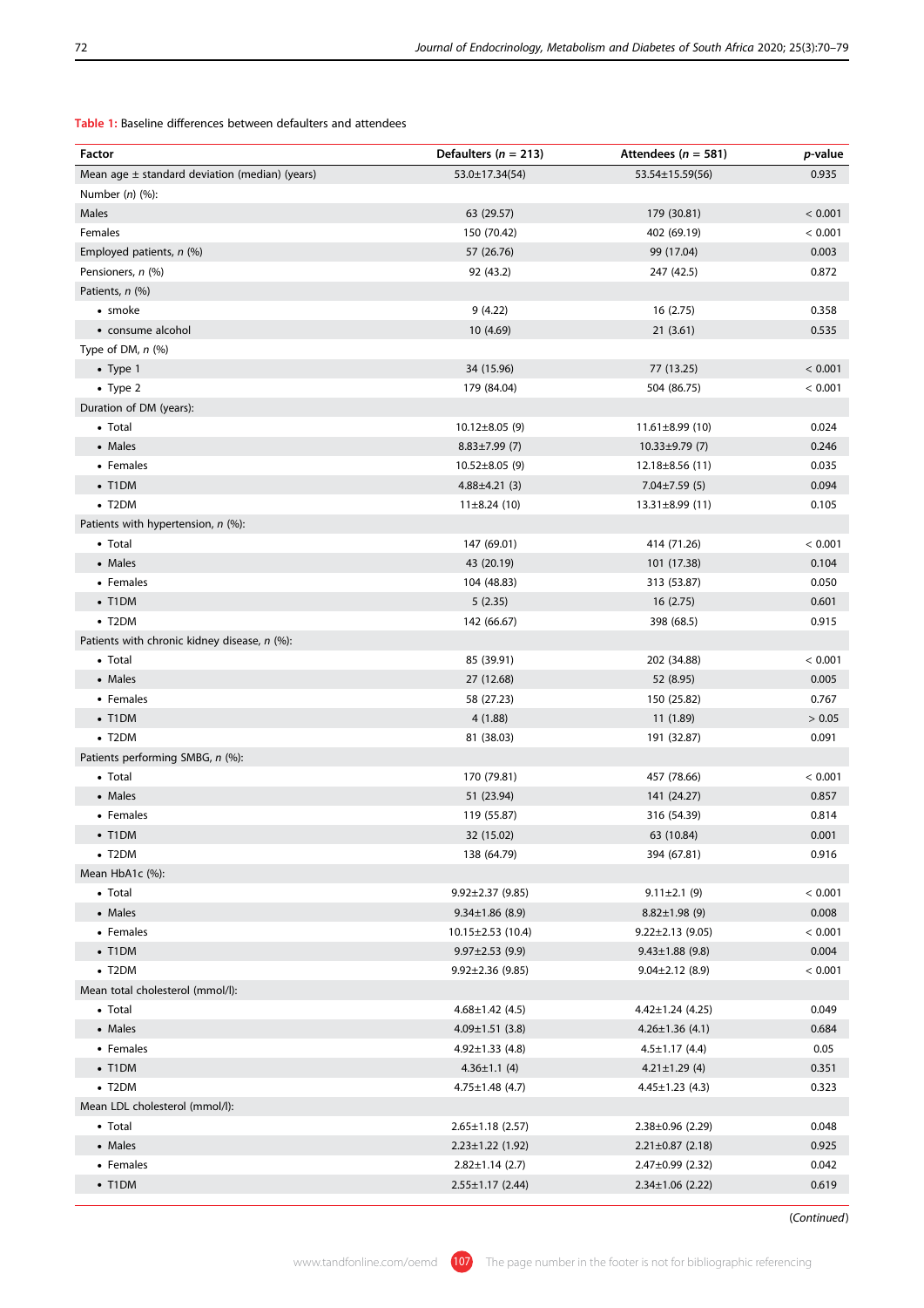**Table 1:** Baseline differences between defaulters and attendees

| Factor | Defaulters (*n* = 213) | Attendees (*n* = 581) | *p*-value |
|---|---|---|---|
| Mean age ± standard deviation (median) (years) | 53.0±17.34(54) | 53.54±15.59(56) | 0.935 |
| Number (*n*) (%): | | | |
| Males | 63 (29.57) | 179 (30.81) | < 0.001 |
| Females | 150 (70.42) | 402 (69.19) | < 0.001 |
| Employed patients, *n* (%) | 57 (26.76) | 99 (17.04) | 0.003 |
| Pensioners, *n* (%) | 92 (43.2) | 247 (42.5) | 0.872 |
| Patients, *n* (%) | | | |
| • smoke | 9 (4.22) | 16 (2.75) | 0.358 |
| • consume alcohol | 10 (4.69) | 21 (3.61) | 0.535 |
| Type of DM, *n* (%) | | | |
| • Type 1 | 34 (15.96) | 77 (13.25) | < 0.001 |
| • Type 2 | 179 (84.04) | 504 (86.75) | < 0.001 |
| Duration of DM (years): | | | |
| • Total | 10.12±8.05 (9) | 11.61±8.99 (10) | 0.024 |
| • Males | 8.83±7.99 (7) | 10.33±9.79 (7) | 0.246 |
| • Females | 10.52±8.05 (9) | 12.18±8.56 (11) | 0.035 |
| • T1DM | 4.88±4.21 (3) | 7.04±7.59 (5) | 0.094 |
| • T2DM | 11±8.24 (10) | 13.31±8.99 (11) | 0.105 |
| Patients with hypertension, *n* (%): | | | |
| • Total | 147 (69.01) | 414 (71.26) | < 0.001 |
| • Males | 43 (20.19) | 101 (17.38) | 0.104 |
| • Females | 104 (48.83) | 313 (53.87) | 0.050 |
| • T1DM | 5 (2.35) | 16 (2.75) | 0.601 |
| • T2DM | 142 (66.67) | 398 (68.5) | 0.915 |
| Patients with chronic kidney disease, *n* (%): | | | |
| • Total | 85 (39.91) | 202 (34.88) | < 0.001 |
| • Males | 27 (12.68) | 52 (8.95) | 0.005 |
| • Females | 58 (27.23) | 150 (25.82) | 0.767 |
| • T1DM | 4 (1.88) | 11 (1.89) | > 0.05 |
| • T2DM | 81 (38.03) | 191 (32.87) | 0.091 |
| Patients performing SMBG, *n* (%): | | | |
| • Total | 170 (79.81) | 457 (78.66) | < 0.001 |
| • Males | 51 (23.94) | 141 (24.27) | 0.857 |
| • Females | 119 (55.87) | 316 (54.39) | 0.814 |
| • T1DM | 32 (15.02) | 63 (10.84) | 0.001 |
| • T2DM | 138 (64.79) | 394 (67.81) | 0.916 |
| Mean HbA1c (%): | | | |
| • Total | 9.92±2.37 (9.85) | 9.11±2.1 (9) | < 0.001 |
| • Males | 9.34±1.86 (8.9) | 8.82±1.98 (9) | 0.008 |
| • Females | 10.15±2.53 (10.4) | 9.22±2.13 (9.05) | < 0.001 |
| • T1DM | 9.97±2.53 (9.9) | 9.43±1.88 (9.8) | 0.004 |
| • T2DM | 9.92±2.36 (9.85) | 9.04±2.12 (8.9) | < 0.001 |
| Mean total cholesterol (mmol/l): | | | |
| • Total | 4.68±1.42 (4.5) | 4.42±1.24 (4.25) | 0.049 |
| • Males | 4.09±1.51 (3.8) | 4.26±1.36 (4.1) | 0.684 |
| • Females | 4.92±1.33 (4.8) | 4.5±1.17 (4.4) | 0.05 |
| • T1DM | 4.36±1.1 (4) | 4.21±1.29 (4) | 0.351 |
| • T2DM | 4.75±1.48 (4.7) | 4.45±1.23 (4.3) | 0.323 |
| Mean LDL cholesterol (mmol/l): | | | |
| • Total | 2.65±1.18 (2.57) | 2.38±0.96 (2.29) | 0.048 |
| • Males | 2.23±1.22 (1.92) | 2.21±0.87 (2.18) | 0.925 |
| • Females | 2.82±1.14 (2.7) | 2.47±0.99 (2.32) | 0.042 |
| • T1DM | 2.55±1.17 (2.44) | 2.34±1.06 (2.22) | 0.619 |

(*Continued*)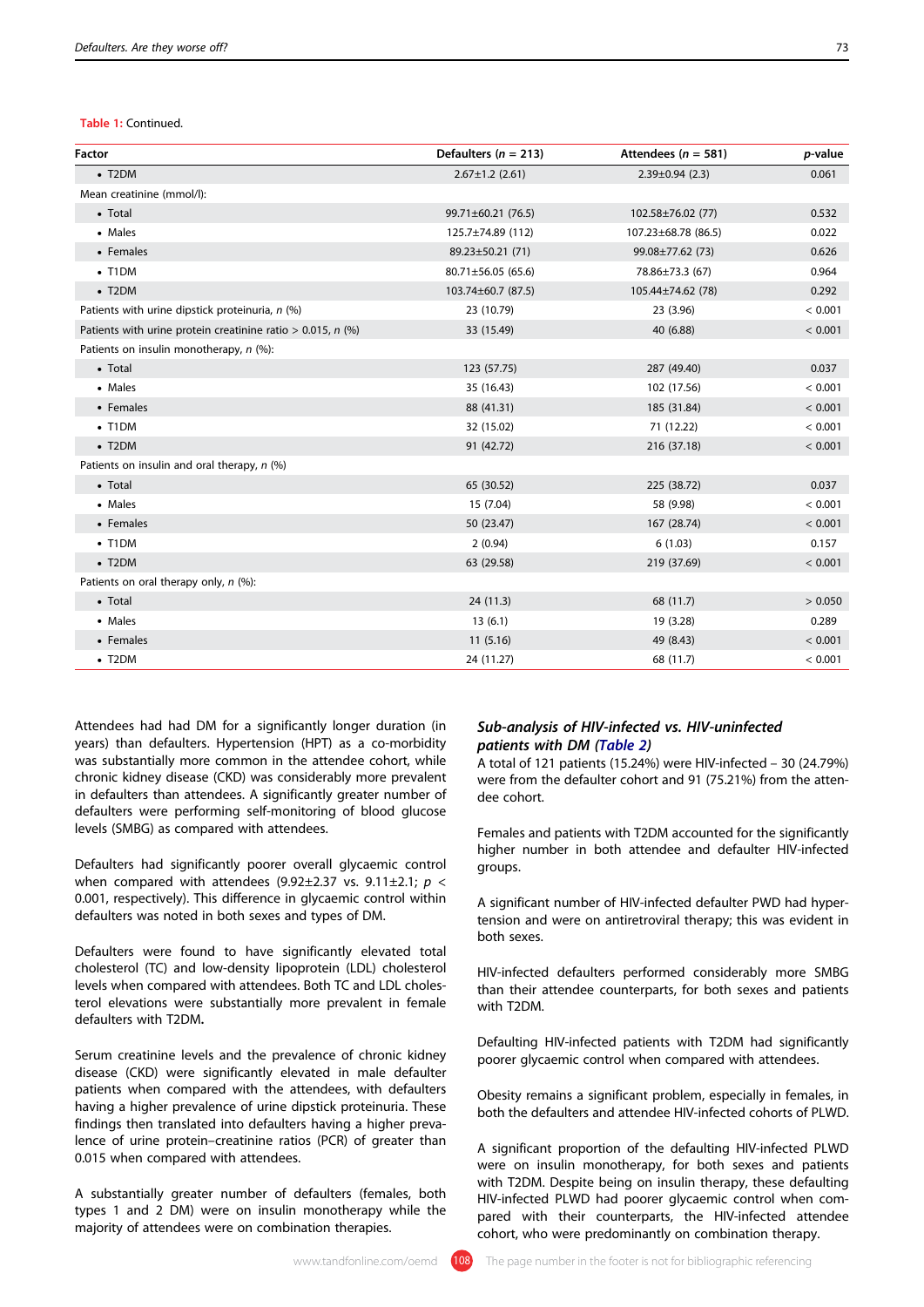**Table 1:** Continued.

| Factor | Defaulters ($n$ = 213) | Attendees ($n$ = 581) | $p$-value |
|---|---|---|---|
| • T2DM | 2.67±1.2 (2.61) | 2.39±0.94 (2.3) | 0.061 |
| Mean creatinine (mmol/l): | | | |
| • Total | 99.71±60.21 (76.5) | 102.58±76.02 (77) | 0.532 |
| • Males | 125.7±74.89 (112) | 107.23±68.78 (86.5) | 0.022 |
| • Females | 89.23±50.21 (71) | 99.08±77.62 (73) | 0.626 |
| • T1DM | 80.71±56.05 (65.6) | 78.86±73.3 (67) | 0.964 |
| • T2DM | 103.74±60.7 (87.5) | 105.44±74.62 (78) | 0.292 |
| Patients with urine dipstick proteinuria, $n$ (%) | 23 (10.79) | 23 (3.96) | < 0.001 |
| Patients with urine protein creatinine ratio > 0.015, $n$ (%) | 33 (15.49) | 40 (6.88) | < 0.001 |
| Patients on insulin monotherapy, $n$ (%): | | | |
| • Total | 123 (57.75) | 287 (49.40) | 0.037 |
| • Males | 35 (16.43) | 102 (17.56) | < 0.001 |
| • Females | 88 (41.31) | 185 (31.84) | < 0.001 |
| • T1DM | 32 (15.02) | 71 (12.22) | < 0.001 |
| • T2DM | 91 (42.72) | 216 (37.18) | < 0.001 |
| Patients on insulin and oral therapy, $n$ (%) | | | |
| • Total | 65 (30.52) | 225 (38.72) | 0.037 |
| • Males | 15 (7.04) | 58 (9.98) | < 0.001 |
| • Females | 50 (23.47) | 167 (28.74) | < 0.001 |
| • T1DM | 2 (0.94) | 6 (1.03) | 0.157 |
| • T2DM | 63 (29.58) | 219 (37.69) | < 0.001 |
| Patients on oral therapy only, $n$ (%): | | | |
| • Total | 24 (11.3) | 68 (11.7) | > 0.050 |
| • Males | 13 (6.1) | 19 (3.28) | 0.289 |
| • Females | 11 (5.16) | 49 (8.43) | < 0.001 |
| • T2DM | 24 (11.27) | 68 (11.7) | < 0.001 |

Attendees had had DM for a significantly longer duration (in years) than defaulters. Hypertension (HPT) as a co-morbidity was substantially more common in the attendee cohort, while chronic kidney disease (CKD) was considerably more prevalent in defaulters than attendees. A significantly greater number of defaulters were performing self-monitoring of blood glucose levels (SMBG) as compared with attendees.

Defaulters had significantly poorer overall glycaemic control when compared with attendees (9.92±2.37 vs. 9.11±2.1; $p$ < 0.001, respectively). This difference in glycaemic control within defaulters was noted in both sexes and types of DM.

Defaulters were found to have significantly elevated total cholesterol (TC) and low-density lipoprotein (LDL) cholesterol levels when compared with attendees. Both TC and LDL cholesterol elevations were substantially more prevalent in female defaulters with T2DM**.**

Serum creatinine levels and the prevalence of chronic kidney disease (CKD) were significantly elevated in male defaulter patients when compared with the attendees, with defaulters having a higher prevalence of urine dipstick proteinuria. These findings then translated into defaulters having a higher prevalence of urine protein–creatinine ratios (PCR) of greater than 0.015 when compared with attendees.

A substantially greater number of defaulters (females, both types 1 and 2 DM) were on insulin monotherapy while the majority of attendees were on combination therapies.

### *Sub-analysis of HIV-infected vs. HIV-uninfected patients with DM (Table 2)*

A total of 121 patients (15.24%) were HIV-infected – 30 (24.79%) were from the defaulter cohort and 91 (75.21%) from the attendee cohort.

Females and patients with T2DM accounted for the significantly higher number in both attendee and defaulter HIV-infected groups.

A significant number of HIV-infected defaulter PWD had hypertension and were on antiretroviral therapy; this was evident in both sexes.

HIV-infected defaulters performed considerably more SMBG than their attendee counterparts, for both sexes and patients with T2DM.

Defaulting HIV-infected patients with T2DM had significantly poorer glycaemic control when compared with attendees.

Obesity remains a significant problem, especially in females, in both the defaulters and attendee HIV-infected cohorts of PLWD.

A significant proportion of the defaulting HIV-infected PLWD were on insulin monotherapy, for both sexes and patients with T2DM. Despite being on insulin therapy, these defaulting HIV-infected PLWD had poorer glycaemic control when compared with their counterparts, the HIV-infected attendee cohort, who were predominantly on combination therapy.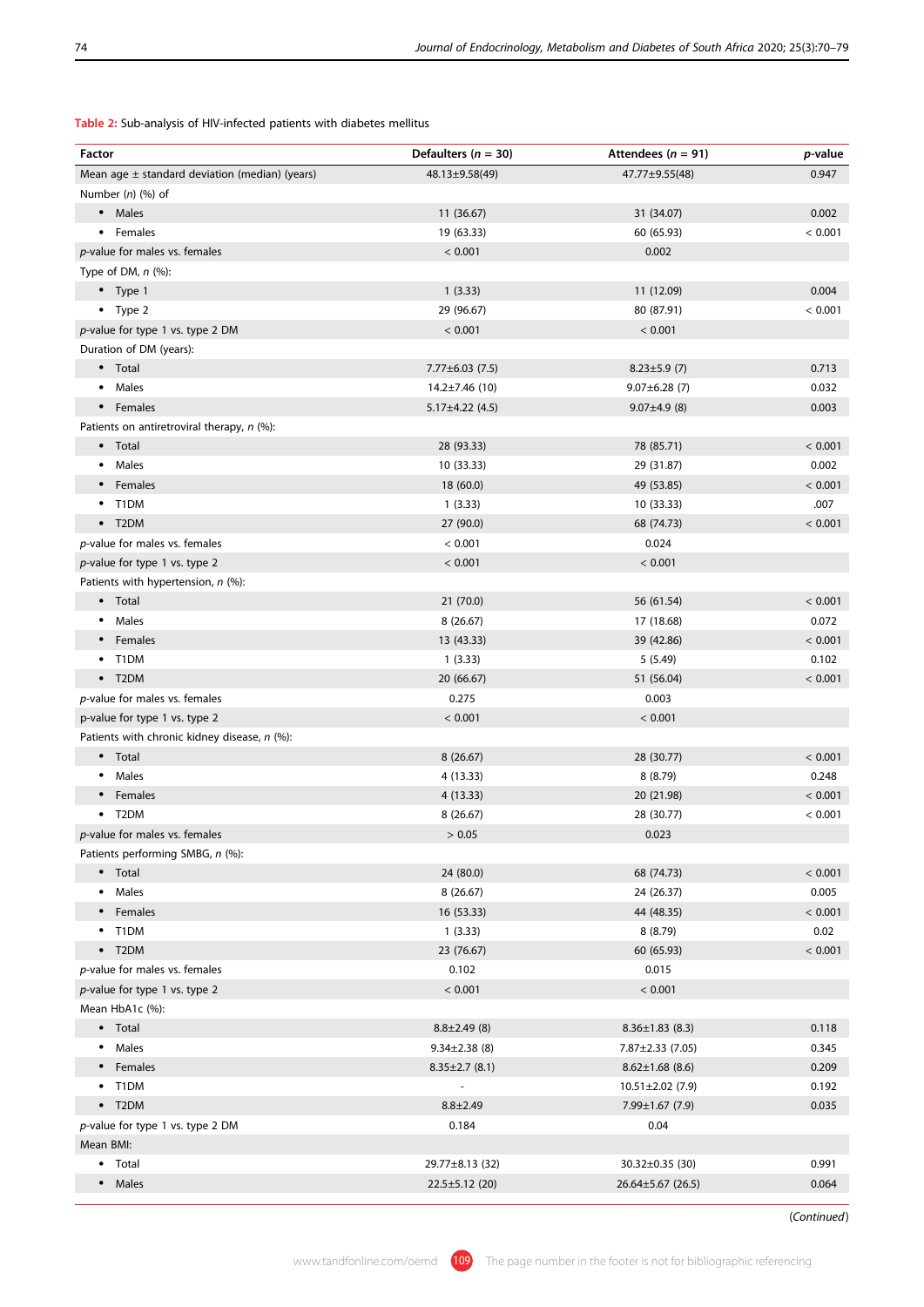**Table 2:** Sub-analysis of HIV-infected patients with diabetes mellitus

| Factor | Defaulters (*n* = 30) | Attendees (*n* = 91) | *p*-value |
|---|---|---|---|
| Mean age ± standard deviation (median) (years) | 48.13±9.58(49) | 47.77±9.55(48) | 0.947 |
| Number (*n*) (%) of | | | |
| • Males | 11 (36.67) | 31 (34.07) | 0.002 |
| • Females | 19 (63.33) | 60 (65.93) | < 0.001 |
| *p*-value for males vs. females | < 0.001 | 0.002 | |
| Type of DM, *n* (%): | | | |
| • Type 1 | 1 (3.33) | 11 (12.09) | 0.004 |
| • Type 2 | 29 (96.67) | 80 (87.91) | < 0.001 |
| *p*-value for type 1 vs. type 2 DM | < 0.001 | < 0.001 | |
| Duration of DM (years): | | | |
| • Total | 7.77±6.03 (7.5) | 8.23±5.9 (7) | 0.713 |
| • Males | 14.2±7.46 (10) | 9.07±6.28 (7) | 0.032 |
| • Females | 5.17±4.22 (4.5) | 9.07±4.9 (8) | 0.003 |
| Patients on antiretroviral therapy, *n* (%): | | | |
| • Total | 28 (93.33) | 78 (85.71) | < 0.001 |
| • Males | 10 (33.33) | 29 (31.87) | 0.002 |
| • Females | 18 (60.0) | 49 (53.85) | < 0.001 |
| • T1DM | 1 (3.33) | 10 (33.33) | .007 |
| • T2DM | 27 (90.0) | 68 (74.73) | < 0.001 |
| *p*-value for males vs. females | < 0.001 | 0.024 | |
| *p*-value for type 1 vs. type 2 | < 0.001 | < 0.001 | |
| Patients with hypertension, *n* (%): | | | |
| • Total | 21 (70.0) | 56 (61.54) | < 0.001 |
| • Males | 8 (26.67) | 17 (18.68) | 0.072 |
| • Females | 13 (43.33) | 39 (42.86) | < 0.001 |
| • T1DM | 1 (3.33) | 5 (5.49) | 0.102 |
| • T2DM | 20 (66.67) | 51 (56.04) | < 0.001 |
| *p*-value for males vs. females | 0.275 | 0.003 | |
| p-value for type 1 vs. type 2 | < 0.001 | < 0.001 | |
| Patients with chronic kidney disease, *n* (%): | | | |
| • Total | 8 (26.67) | 28 (30.77) | < 0.001 |
| • Males | 4 (13.33) | 8 (8.79) | 0.248 |
| • Females | 4 (13.33) | 20 (21.98) | < 0.001 |
| • T2DM | 8 (26.67) | 28 (30.77) | < 0.001 |
| *p*-value for males vs. females | > 0.05 | 0.023 | |
| Patients performing SMBG, *n* (%): | | | |
| • Total | 24 (80.0) | 68 (74.73) | < 0.001 |
| • Males | 8 (26.67) | 24 (26.37) | 0.005 |
| • Females | 16 (53.33) | 44 (48.35) | < 0.001 |
| • T1DM | 1 (3.33) | 8 (8.79) | 0.02 |
| • T2DM | 23 (76.67) | 60 (65.93) | < 0.001 |
| *p*-value for males vs. females | 0.102 | 0.015 | |
| *p*-value for type 1 vs. type 2 | < 0.001 | < 0.001 | |
| Mean HbA1c (%): | | | |
| • Total | 8.8±2.49 (8) | 8.36±1.83 (8.3) | 0.118 |
| • Males | 9.34±2.38 (8) | 7.87±2.33 (7.05) | 0.345 |
| • Females | 8.35±2.7 (8.1) | 8.62±1.68 (8.6) | 0.209 |
| • T1DM | - | 10.51±2.02 (7.9) | 0.192 |
| • T2DM | 8.8±2.49 | 7.99±1.67 (7.9) | 0.035 |
| *p*-value for type 1 vs. type 2 DM | 0.184 | 0.04 | |
| Mean BMI: | | | |
| • Total | 29.77±8.13 (32) | 30.32±0.35 (30) | 0.991 |
| • Males | 22.5±5.12 (20) | 26.64±5.67 (26.5) | 0.064 |

(*Continued*)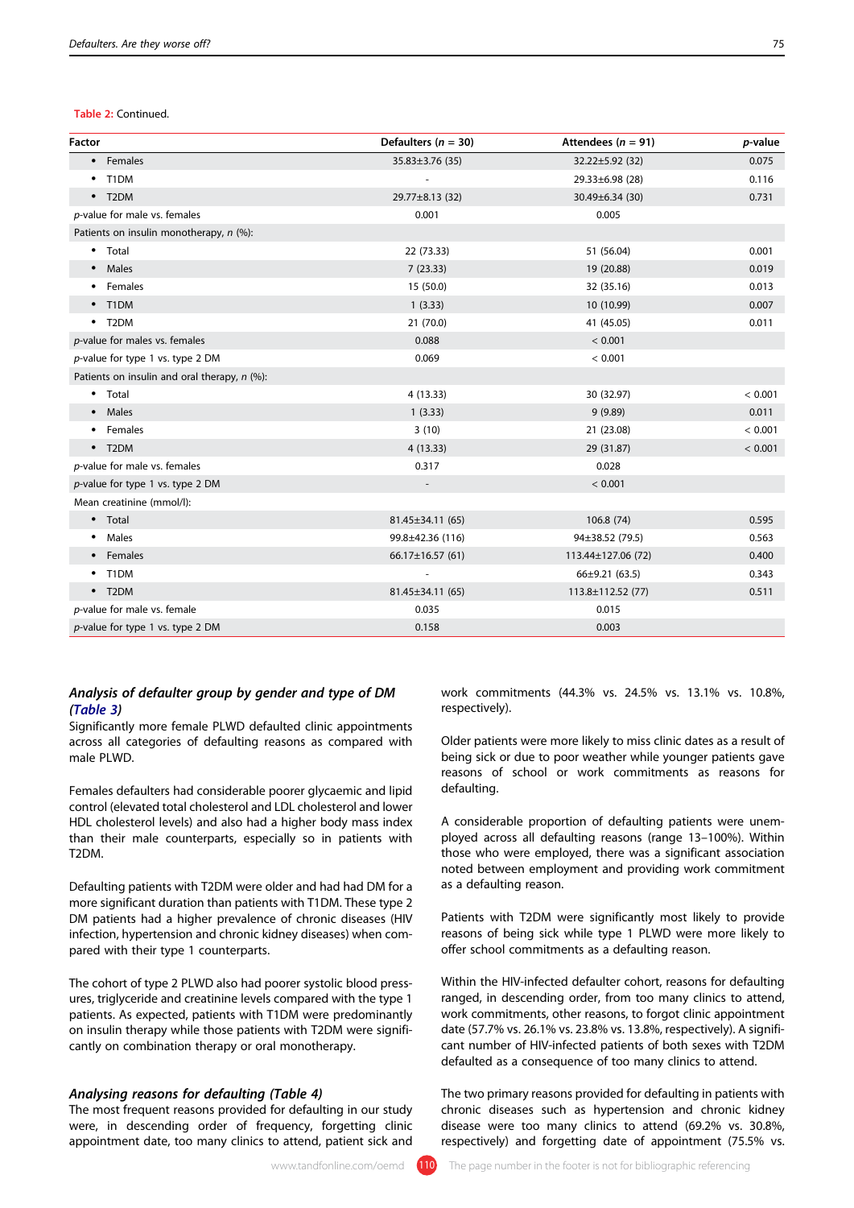**Table 2:** Continued.

| Factor | Defaulters ($n$ = 30) | Attendees ($n$ = 91) | $p$-value |
|---|---|---|---|
| • Females | 35.83±3.76 (35) | 32.22±5.92 (32) | 0.075 |
| • T1DM | - | 29.33±6.98 (28) | 0.116 |
| • T2DM | 29.77±8.13 (32) | 30.49±6.34 (30) | 0.731 |
| $p$-value for male vs. females | 0.001 | 0.005 | |
| Patients on insulin monotherapy, $n$ (%): | | | |
| • Total | 22 (73.33) | 51 (56.04) | 0.001 |
| • Males | 7 (23.33) | 19 (20.88) | 0.019 |
| • Females | 15 (50.0) | 32 (35.16) | 0.013 |
| • T1DM | 1 (3.33) | 10 (10.99) | 0.007 |
| • T2DM | 21 (70.0) | 41 (45.05) | 0.011 |
| $p$-value for males vs. females | 0.088 | < 0.001 | |
| $p$-value for type 1 vs. type 2 DM | 0.069 | < 0.001 | |
| Patients on insulin and oral therapy, $n$ (%): | | | |
| • Total | 4 (13.33) | 30 (32.97) | < 0.001 |
| • Males | 1 (3.33) | 9 (9.89) | 0.011 |
| • Females | 3 (10) | 21 (23.08) | < 0.001 |
| • T2DM | 4 (13.33) | 29 (31.87) | < 0.001 |
| $p$-value for male vs. females | 0.317 | 0.028 | |
| $p$-value for type 1 vs. type 2 DM | - | < 0.001 | |
| Mean creatinine (mmol/l): | | | |
| • Total | 81.45±34.11 (65) | 106.8 (74) | 0.595 |
| • Males | 99.8±42.36 (116) | 94±38.52 (79.5) | 0.563 |
| • Females | 66.17±16.57 (61) | 113.44±127.06 (72) | 0.400 |
| • T1DM | - | 66±9.21 (63.5) | 0.343 |
| • T2DM | 81.45±34.11 (65) | 113.8±112.52 (77) | 0.511 |
| $p$-value for male vs. female | 0.035 | 0.015 | |
| $p$-value for type 1 vs. type 2 DM | 0.158 | 0.003 | |

### *Analysis of defaulter group by gender and type of DM (Table 3)*

Significantly more female PLWD defaulted clinic appointments across all categories of defaulting reasons as compared with male PLWD.

Females defaulters had considerable poorer glycaemic and lipid control (elevated total cholesterol and LDL cholesterol and lower HDL cholesterol levels) and also had a higher body mass index than their male counterparts, especially so in patients with T2DM.

Defaulting patients with T2DM were older and had had DM for a more significant duration than patients with T1DM. These type 2 DM patients had a higher prevalence of chronic diseases (HIV infection, hypertension and chronic kidney diseases) when compared with their type 1 counterparts.

The cohort of type 2 PLWD also had poorer systolic blood pressures, triglyceride and creatinine levels compared with the type 1 patients. As expected, patients with T1DM were predominantly on insulin therapy while those patients with T2DM were significantly on combination therapy or oral monotherapy.

### *Analysing reasons for defaulting (Table 4)*

The most frequent reasons provided for defaulting in our study were, in descending order of frequency, forgetting clinic appointment date, too many clinics to attend, patient sick and work commitments (44.3% vs. 24.5% vs. 13.1% vs. 10.8%, respectively).

Older patients were more likely to miss clinic dates as a result of being sick or due to poor weather while younger patients gave reasons of school or work commitments as reasons for defaulting.

A considerable proportion of defaulting patients were unemployed across all defaulting reasons (range 13–100%). Within those who were employed, there was a significant association noted between employment and providing work commitment as a defaulting reason.

Patients with T2DM were significantly most likely to provide reasons of being sick while type 1 PLWD were more likely to offer school commitments as a defaulting reason.

Within the HIV-infected defaulter cohort, reasons for defaulting ranged, in descending order, from too many clinics to attend, work commitments, other reasons, to forgot clinic appointment date (57.7% vs. 26.1% vs. 23.8% vs. 13.8%, respectively). A significant number of HIV-infected patients of both sexes with T2DM defaulted as a consequence of too many clinics to attend.

The two primary reasons provided for defaulting in patients with chronic diseases such as hypertension and chronic kidney disease were too many clinics to attend (69.2% vs. 30.8%, respectively) and forgetting date of appointment (75.5% vs.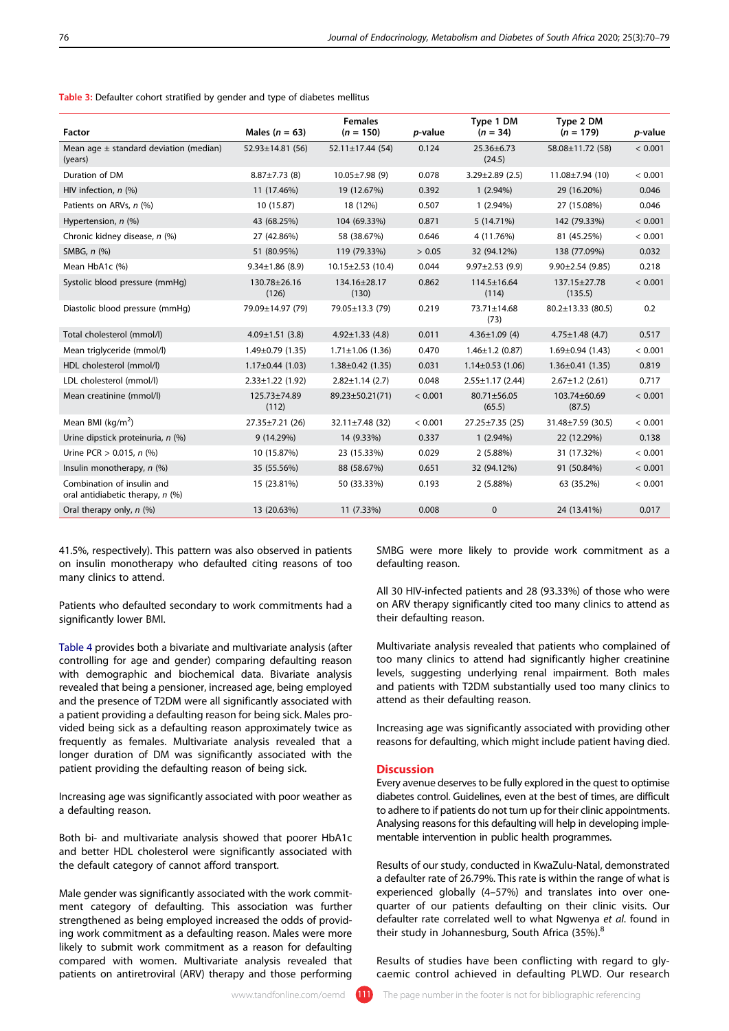**Table 3:** Defaulter cohort stratified by gender and type of diabetes mellitus

| Factor | Males (*n* = 63) | Females (*n* = 150) | *p*-value | Type 1 DM (*n* = 34) | Type 2 DM (*n* = 179) | *p*-value |
|---|---|---|---|---|---|---|
| Mean age ± standard deviation (median) (years) | 52.93±14.81 (56) | 52.11±17.44 (54) | 0.124 | 25.36±6.73 (24.5) | 58.08±11.72 (58) | < 0.001 |
| Duration of DM | 8.87±7.73 (8) | 10.05±7.98 (9) | 0.078 | 3.29±2.89 (2.5) | 11.08±7.94 (10) | < 0.001 |
| HIV infection, *n* (%) | 11 (17.46%) | 19 (12.67%) | 0.392 | 1 (2.94%) | 29 (16.20%) | 0.046 |
| Patients on ARVs, *n* (%) | 10 (15.87) | 18 (12%) | 0.507 | 1 (2.94%) | 27 (15.08%) | 0.046 |
| Hypertension, *n* (%) | 43 (68.25%) | 104 (69.33%) | 0.871 | 5 (14.71%) | 142 (79.33%) | < 0.001 |
| Chronic kidney disease, *n* (%) | 27 (42.86%) | 58 (38.67%) | 0.646 | 4 (11.76%) | 81 (45.25%) | < 0.001 |
| SMBG, *n* (%) | 51 (80.95%) | 119 (79.33%) | > 0.05 | 32 (94.12%) | 138 (77.09%) | 0.032 |
| Mean HbA1c (%) | 9.34±1.86 (8.9) | 10.15±2.53 (10.4) | 0.044 | 9.97±2.53 (9.9) | 9.90±2.54 (9.85) | 0.218 |
| Systolic blood pressure (mmHg) | 130.78±26.16 (126) | 134.16±28.17 (130) | 0.862 | 114.5±16.64 (114) | 137.15±27.78 (135.5) | < 0.001 |
| Diastolic blood pressure (mmHg) | 79.09±14.97 (79) | 79.05±13.3 (79) | 0.219 | 73.71±14.68 (73) | 80.2±13.33 (80.5) | 0.2 |
| Total cholesterol (mmol/l) | 4.09±1.51 (3.8) | 4.92±1.33 (4.8) | 0.011 | 4.36±1.09 (4) | 4.75±1.48 (4.7) | 0.517 |
| Mean triglyceride (mmol/l) | 1.49±0.79 (1.35) | 1.71±1.06 (1.36) | 0.470 | 1.46±1.2 (0.87) | 1.69±0.94 (1.43) | < 0.001 |
| HDL cholesterol (mmol/l) | 1.17±0.44 (1.03) | 1.38±0.42 (1.35) | 0.031 | 1.14±0.53 (1.06) | 1.36±0.41 (1.35) | 0.819 |
| LDL cholesterol (mmol/l) | 2.33±1.22 (1.92) | 2.82±1.14 (2.7) | 0.048 | 2.55±1.17 (2.44) | 2.67±1.2 (2.61) | 0.717 |
| Mean creatinine (mmol/l) | 125.73±74.89 (112) | 89.23±50.21(71) | < 0.001 | 80.71±56.05 (65.5) | 103.74±60.69 (87.5) | < 0.001 |
| Mean BMI (kg/m$^2$) | 27.35±7.21 (26) | 32.11±7.48 (32) | < 0.001 | 27.25±7.35 (25) | 31.48±7.59 (30.5) | < 0.001 |
| Urine dipstick proteinuria, *n* (%) | 9 (14.29%) | 14 (9.33%) | 0.337 | 1 (2.94%) | 22 (12.29%) | 0.138 |
| Urine PCR > 0.015, *n* (%) | 10 (15.87%) | 23 (15.33%) | 0.029 | 2 (5.88%) | 31 (17.32%) | < 0.001 |
| Insulin monotherapy, *n* (%) | 35 (55.56%) | 88 (58.67%) | 0.651 | 32 (94.12%) | 91 (50.84%) | < 0.001 |
| Combination of insulin and oral antidiabetic therapy, *n* (%) | 15 (23.81%) | 50 (33.33%) | 0.193 | 2 (5.88%) | 63 (35.2%) | < 0.001 |
| Oral therapy only, *n* (%) | 13 (20.63%) | 11 (7.33%) | 0.008 | 0 | 24 (13.41%) | 0.017 |

41.5%, respectively). This pattern was also observed in patients on insulin monotherapy who defaulted citing reasons of too many clinics to attend.

Patients who defaulted secondary to work commitments had a significantly lower BMI.

Table 4 provides both a bivariate and multivariate analysis (after controlling for age and gender) comparing defaulting reason with demographic and biochemical data. Bivariate analysis revealed that being a pensioner, increased age, being employed and the presence of T2DM were all significantly associated with a patient providing a defaulting reason for being sick. Males provided being sick as a defaulting reason approximately twice as frequently as females. Multivariate analysis revealed that a longer duration of DM was significantly associated with the patient providing the defaulting reason of being sick.

Increasing age was significantly associated with poor weather as a defaulting reason.

Both bi- and multivariate analysis showed that poorer HbA1c and better HDL cholesterol were significantly associated with the default category of cannot afford transport.

Male gender was significantly associated with the work commitment category of defaulting. This association was further strengthened as being employed increased the odds of providing work commitment as a defaulting reason. Males were more likely to submit work commitment as a reason for defaulting compared with women. Multivariate analysis revealed that patients on antiretroviral (ARV) therapy and those performing SMBG were more likely to provide work commitment as a defaulting reason.

All 30 HIV-infected patients and 28 (93.33%) of those who were on ARV therapy significantly cited too many clinics to attend as their defaulting reason.

Multivariate analysis revealed that patients who complained of too many clinics to attend had significantly higher creatinine levels, suggesting underlying renal impairment. Both males and patients with T2DM substantially used too many clinics to attend as their defaulting reason.

Increasing age was significantly associated with providing other reasons for defaulting, which might include patient having died.

## Discussion

Every avenue deserves to be fully explored in the quest to optimise diabetes control. Guidelines, even at the best of times, are difficult to adhere to if patients do not turn up for their clinic appointments. Analysing reasons for this defaulting will help in developing implementable intervention in public health programmes.

Results of our study, conducted in KwaZulu-Natal, demonstrated a defaulter rate of 26.79%. This rate is within the range of what is experienced globally (4–57%) and translates into over one-quarter of our patients defaulting on their clinic visits. Our defaulter rate correlated well to what Ngwenya *et al.* found in their study in Johannesburg, South Africa (35%).[8]

Results of studies have been conflicting with regard to glycaemic control achieved in defaulting PLWD. Our research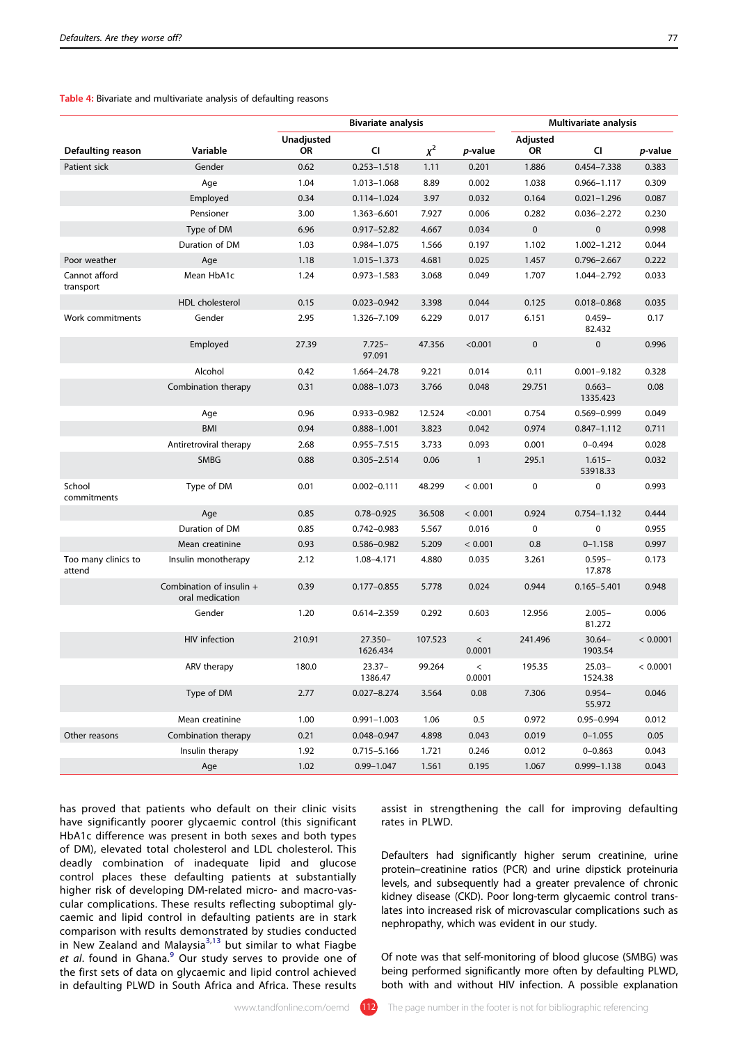**Table 4:** Bivariate and multivariate analysis of defaulting reasons

| Defaulting reason | Variable | Bivariate analysis | | | | Multivariate analysis | | |
|---|---|---|---|---|---|---|---|---|
| | | Unadjusted OR | CI | $\chi^2$ | *p*-value | Adjusted OR | CI | *p*-value |
| Patient sick | Gender | 0.62 | 0.253–1.518 | 1.11 | 0.201 | 1.886 | 0.454–7.338 | 0.383 |
| | Age | 1.04 | 1.013–1.068 | 8.89 | 0.002 | 1.038 | 0.966–1.117 | 0.309 |
| | Employed | 0.34 | 0.114–1.024 | 3.97 | 0.032 | 0.164 | 0.021–1.296 | 0.087 |
| | Pensioner | 3.00 | 1.363–6.601 | 7.927 | 0.006 | 0.282 | 0.036–2.272 | 0.230 |
| | Type of DM | 6.96 | 0.917–52.82 | 4.667 | 0.034 | 0 | 0 | 0.998 |
| | Duration of DM | 1.03 | 0.984–1.075 | 1.566 | 0.197 | 1.102 | 1.002–1.212 | 0.044 |
| Poor weather | Age | 1.18 | 1.015–1.373 | 4.681 | 0.025 | 1.457 | 0.796–2.667 | 0.222 |
| Cannot afford transport | Mean HbA1c | 1.24 | 0.973–1.583 | 3.068 | 0.049 | 1.707 | 1.044–2.792 | 0.033 |
| | HDL cholesterol | 0.15 | 0.023–0.942 | 3.398 | 0.044 | 0.125 | 0.018–0.868 | 0.035 |
| Work commitments | Gender | 2.95 | 1.326–7.109 | 6.229 | 0.017 | 6.151 | 0.459–82.432 | 0.17 |
| | Employed | 27.39 | 7.725–97.091 | 47.356 | <0.001 | 0 | 0 | 0.996 |
| | Alcohol | 0.42 | 1.664–24.78 | 9.221 | 0.014 | 0.11 | 0.001–9.182 | 0.328 |
| | Combination therapy | 0.31 | 0.088–1.073 | 3.766 | 0.048 | 29.751 | 0.663–1335.423 | 0.08 |
| | Age | 0.96 | 0.933–0.982 | 12.524 | <0.001 | 0.754 | 0.569–0.999 | 0.049 |
| | BMI | 0.94 | 0.888–1.001 | 3.823 | 0.042 | 0.974 | 0.847–1.112 | 0.711 |
| | Antiretroviral therapy | 2.68 | 0.955–7.515 | 3.733 | 0.093 | 0.001 | 0–0.494 | 0.028 |
| | SMBG | 0.88 | 0.305–2.514 | 0.06 | 1 | 295.1 | 1.615–53918.33 | 0.032 |
| School commitments | Type of DM | 0.01 | 0.002–0.111 | 48.299 | < 0.001 | 0 | 0 | 0.993 |
| | Age | 0.85 | 0.78–0.925 | 36.508 | < 0.001 | 0.924 | 0.754–1.132 | 0.444 |
| | Duration of DM | 0.85 | 0.742–0.983 | 5.567 | 0.016 | 0 | 0 | 0.955 |
| | Mean creatinine | 0.93 | 0.586–0.982 | 5.209 | < 0.001 | 0.8 | 0–1.158 | 0.997 |
| Too many clinics to attend | Insulin monotherapy | 2.12 | 1.08–4.171 | 4.880 | 0.035 | 3.261 | 0.595–17.878 | 0.173 |
| | Combination of insulin + oral medication | 0.39 | 0.177–0.855 | 5.778 | 0.024 | 0.944 | 0.165–5.401 | 0.948 |
| | Gender | 1.20 | 0.614–2.359 | 0.292 | 0.603 | 12.956 | 2.005–81.272 | 0.006 |
| | HIV infection | 210.91 | 27.350–1626.434 | 107.523 | < 0.0001 | 241.496 | 30.64–1903.54 | < 0.0001 |
| | ARV therapy | 180.0 | 23.37–1386.47 | 99.264 | < 0.0001 | 195.35 | 25.03–1524.38 | < 0.0001 |
| | Type of DM | 2.77 | 0.027–8.274 | 3.564 | 0.08 | 7.306 | 0.954–55.972 | 0.046 |
| | Mean creatinine | 1.00 | 0.991–1.003 | 1.06 | 0.5 | 0.972 | 0.95–0.994 | 0.012 |
| Other reasons | Combination therapy | 0.21 | 0.048–0.947 | 4.898 | 0.043 | 0.019 | 0–1.055 | 0.05 |
| | Insulin therapy | 1.92 | 0.715–5.166 | 1.721 | 0.246 | 0.012 | 0–0.863 | 0.043 |
| | Age | 1.02 | 0.99–1.047 | 1.561 | 0.195 | 1.067 | 0.999–1.138 | 0.043 |

has proved that patients who default on their clinic visits have significantly poorer glycaemic control (this significant HbA1c difference was present in both sexes and both types of DM), elevated total cholesterol and LDL cholesterol. This deadly combination of inadequate lipid and glucose control places these defaulting patients at substantially higher risk of developing DM-related micro- and macro-vascular complications. These results reflecting suboptimal glycaemic and lipid control in defaulting patients are in stark comparison with results demonstrated by studies conducted in New Zealand and Malaysia[3,13] but similar to what Fiagbe *et al*. found in Ghana.[9] Our study serves to provide one of the first sets of data on glycaemic and lipid control achieved in defaulting PLWD in South Africa and Africa. These results assist in strengthening the call for improving defaulting rates in PLWD.

Defaulters had significantly higher serum creatinine, urine protein–creatinine ratios (PCR) and urine dipstick proteinuria levels, and subsequently had a greater prevalence of chronic kidney disease (CKD). Poor long-term glycaemic control translates into increased risk of microvascular complications such as nephropathy, which was evident in our study.

Of note was that self-monitoring of blood glucose (SMBG) was being performed significantly more often by defaulting PLWD, both with and without HIV infection. A possible explanation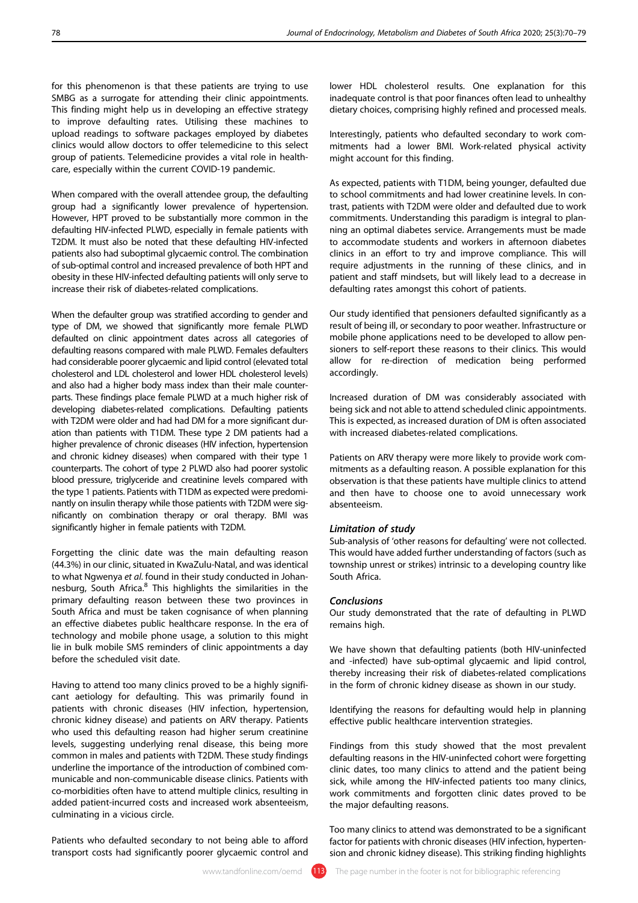for this phenomenon is that these patients are trying to use SMBG as a surrogate for attending their clinic appointments. This finding might help us in developing an effective strategy to improve defaulting rates. Utilising these machines to upload readings to software packages employed by diabetes clinics would allow doctors to offer telemedicine to this select group of patients. Telemedicine provides a vital role in healthcare, especially within the current COVID-19 pandemic.

When compared with the overall attendee group, the defaulting group had a significantly lower prevalence of hypertension. However, HPT proved to be substantially more common in the defaulting HIV-infected PLWD, especially in female patients with T2DM. It must also be noted that these defaulting HIV-infected patients also had suboptimal glycaemic control. The combination of sub-optimal control and increased prevalence of both HPT and obesity in these HIV-infected defaulting patients will only serve to increase their risk of diabetes-related complications.

When the defaulter group was stratified according to gender and type of DM, we showed that significantly more female PLWD defaulted on clinic appointment dates across all categories of defaulting reasons compared with male PLWD. Females defaulters had considerable poorer glycaemic and lipid control (elevated total cholesterol and LDL cholesterol and lower HDL cholesterol levels) and also had a higher body mass index than their male counterparts. These findings place female PLWD at a much higher risk of developing diabetes-related complications. Defaulting patients with T2DM were older and had had DM for a more significant duration than patients with T1DM. These type 2 DM patients had a higher prevalence of chronic diseases (HIV infection, hypertension and chronic kidney diseases) when compared with their type 1 counterparts. The cohort of type 2 PLWD also had poorer systolic blood pressure, triglyceride and creatinine levels compared with the type 1 patients. Patients with T1DM as expected were predominantly on insulin therapy while those patients with T2DM were significantly on combination therapy or oral therapy. BMI was significantly higher in female patients with T2DM.

Forgetting the clinic date was the main defaulting reason (44.3%) in our clinic, situated in KwaZulu-Natal, and was identical to what Ngwenya *et al.* found in their study conducted in Johannesburg, South Africa.[8] This highlights the similarities in the primary defaulting reason between these two provinces in South Africa and must be taken cognisance of when planning an effective diabetes public healthcare response. In the era of technology and mobile phone usage, a solution to this might lie in bulk mobile SMS reminders of clinic appointments a day before the scheduled visit date.

Having to attend too many clinics proved to be a highly significant aetiology for defaulting. This was primarily found in patients with chronic diseases (HIV infection, hypertension, chronic kidney disease) and patients on ARV therapy. Patients who used this defaulting reason had higher serum creatinine levels, suggesting underlying renal disease, this being more common in males and patients with T2DM. These study findings underline the importance of the introduction of combined communicable and non-communicable disease clinics. Patients with co-morbidities often have to attend multiple clinics, resulting in added patient-incurred costs and increased work absenteeism, culminating in a vicious circle.

Patients who defaulted secondary to not being able to afford transport costs had significantly poorer glycaemic control and lower HDL cholesterol results. One explanation for this inadequate control is that poor finances often lead to unhealthy dietary choices, comprising highly refined and processed meals.

Interestingly, patients who defaulted secondary to work commitments had a lower BMI. Work-related physical activity might account for this finding.

As expected, patients with T1DM, being younger, defaulted due to school commitments and had lower creatinine levels. In contrast, patients with T2DM were older and defaulted due to work commitments. Understanding this paradigm is integral to planning an optimal diabetes service. Arrangements must be made to accommodate students and workers in afternoon diabetes clinics in an effort to try and improve compliance. This will require adjustments in the running of these clinics, and in patient and staff mindsets, but will likely lead to a decrease in defaulting rates amongst this cohort of patients.

Our study identified that pensioners defaulted significantly as a result of being ill, or secondary to poor weather. Infrastructure or mobile phone applications need to be developed to allow pensioners to self-report these reasons to their clinics. This would allow for re-direction of medication being performed accordingly.

Increased duration of DM was considerably associated with being sick and not able to attend scheduled clinic appointments. This is expected, as increased duration of DM is often associated with increased diabetes-related complications.

Patients on ARV therapy were more likely to provide work commitments as a defaulting reason. A possible explanation for this observation is that these patients have multiple clinics to attend and then have to choose one to avoid unnecessary work absenteeism.

### *Limitation of study*

Sub-analysis of 'other reasons for defaulting' were not collected. This would have added further understanding of factors (such as township unrest or strikes) intrinsic to a developing country like South Africa.

### *Conclusions*

Our study demonstrated that the rate of defaulting in PLWD remains high.

We have shown that defaulting patients (both HIV-uninfected and -infected) have sub-optimal glycaemic and lipid control, thereby increasing their risk of diabetes-related complications in the form of chronic kidney disease as shown in our study.

Identifying the reasons for defaulting would help in planning effective public healthcare intervention strategies.

Findings from this study showed that the most prevalent defaulting reasons in the HIV-uninfected cohort were forgetting clinic dates, too many clinics to attend and the patient being sick, while among the HIV-infected patients too many clinics, work commitments and forgotten clinic dates proved to be the major defaulting reasons.

Too many clinics to attend was demonstrated to be a significant factor for patients with chronic diseases (HIV infection, hypertension and chronic kidney disease). This striking finding highlights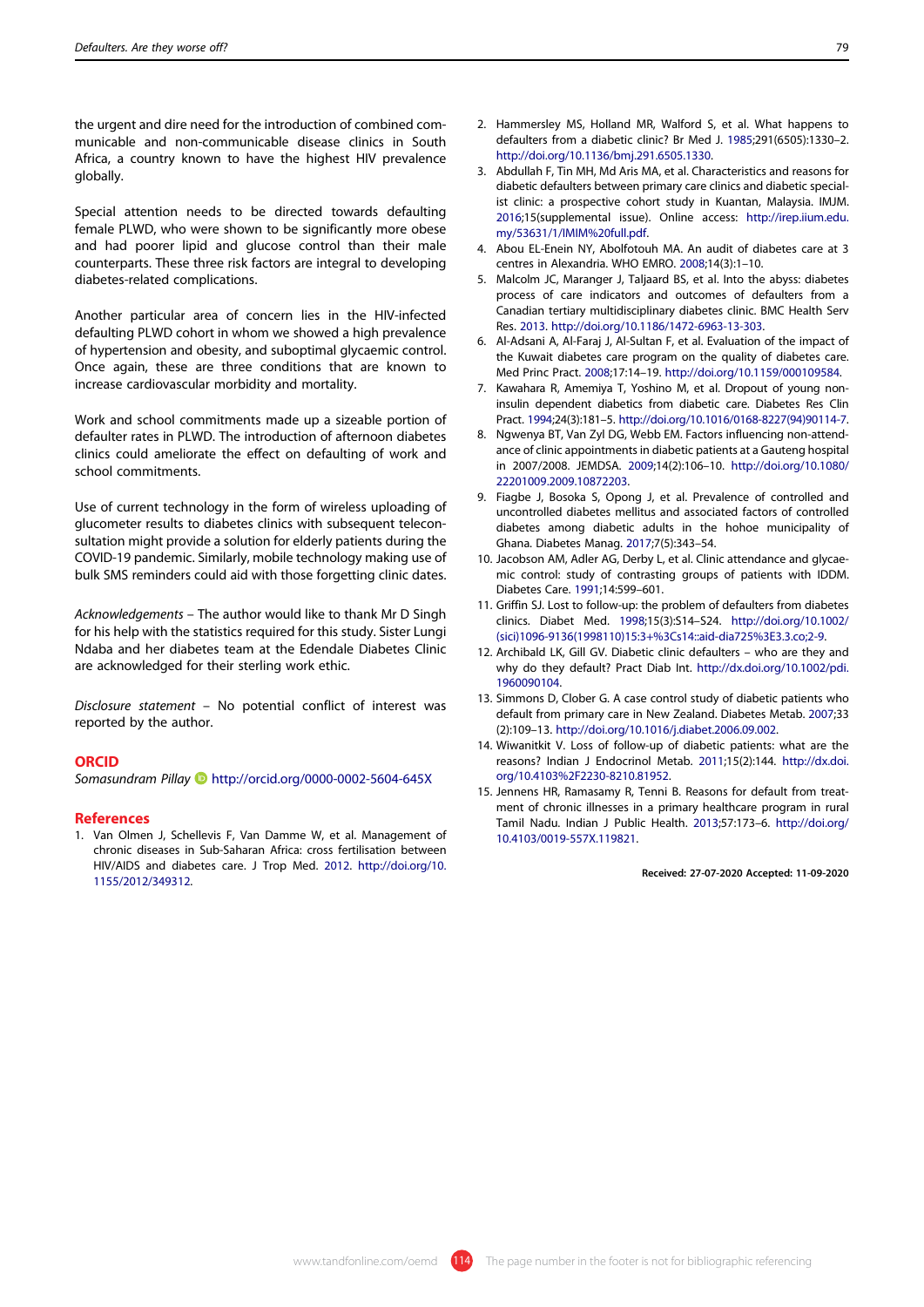the urgent and dire need for the introduction of combined communicable and non-communicable disease clinics in South Africa, a country known to have the highest HIV prevalence globally.

Special attention needs to be directed towards defaulting female PLWD, who were shown to be significantly more obese and had poorer lipid and glucose control than their male counterparts. These three risk factors are integral to developing diabetes-related complications.

Another particular area of concern lies in the HIV-infected defaulting PLWD cohort in whom we showed a high prevalence of hypertension and obesity, and suboptimal glycaemic control. Once again, these are three conditions that are known to increase cardiovascular morbidity and mortality.

Work and school commitments made up a sizeable portion of defaulter rates in PLWD. The introduction of afternoon diabetes clinics could ameliorate the effect on defaulting of work and school commitments.

Use of current technology in the form of wireless uploading of glucometer results to diabetes clinics with subsequent teleconsultation might provide a solution for elderly patients during the COVID-19 pandemic. Similarly, mobile technology making use of bulk SMS reminders could aid with those forgetting clinic dates.

*Acknowledgements* – The author would like to thank Mr D Singh for his help with the statistics required for this study. Sister Lungi Ndaba and her diabetes team at the Edendale Diabetes Clinic are acknowledged for their sterling work ethic.

*Disclosure statement* – No potential conflict of interest was reported by the author.

## ORCID

*Somasundram Pillay* http://orcid.org/0000-0002-5604-645X

## References

1. Van Olmen J, Schellevis F, Van Damme W, et al. Management of chronic diseases in Sub-Saharan Africa: cross fertilisation between HIV/AIDS and diabetes care. J Trop Med. 2012. http://doi.org/10.1155/2012/349312.
2. Hammersley MS, Holland MR, Walford S, et al. What happens to defaulters from a diabetic clinic? Br Med J. 1985;291(6505):1330–2. http://doi.org/10.1136/bmj.291.6505.1330.
3. Abdullah F, Tin MH, Md Aris MA, et al. Characteristics and reasons for diabetic defaulters between primary care clinics and diabetic specialist clinic: a prospective cohort study in Kuantan, Malaysia. IMJM. 2016;15(supplemental issue). Online access: http://irep.iium.edu.my/53631/1/IMIM%20full.pdf.
4. Abou EL-Enein NY, Abolfotouh MA. An audit of diabetes care at 3 centres in Alexandria. WHO EMRO. 2008;14(3):1–10.
5. Malcolm JC, Maranger J, Taljaard BS, et al. Into the abyss: diabetes process of care indicators and outcomes of defaulters from a Canadian tertiary multidisciplinary diabetes clinic. BMC Health Serv Res. 2013. http://doi.org/10.1186/1472-6963-13-303.
6. Al-Adsani A, Al-Faraj J, Al-Sultan F, et al. Evaluation of the impact of the Kuwait diabetes care program on the quality of diabetes care. Med Princ Pract. 2008;17:14–19. http://doi.org/10.1159/000109584.
7. Kawahara R, Amemiya T, Yoshino M, et al. Dropout of young non-insulin dependent diabetics from diabetic care. Diabetes Res Clin Pract. 1994;24(3):181–5. http://doi.org/10.1016/0168-8227(94)90114-7.
8. Ngwenya BT, Van Zyl DG, Webb EM. Factors influencing non-attendance of clinic appointments in diabetic patients at a Gauteng hospital in 2007/2008. JEMDSA. 2009;14(2):106–10. http://doi.org/10.1080/22201009.2009.10872203.
9. Fiagbe J, Bosoka S, Opong J, et al. Prevalence of controlled and uncontrolled diabetes mellitus and associated factors of controlled diabetes among diabetic adults in the hohoe municipality of Ghana. Diabetes Manag. 2017;7(5):343–54.
10. Jacobson AM, Adler AG, Derby L, et al. Clinic attendance and glycaemic control: study of contrasting groups of patients with IDDM. Diabetes Care. 1991;14:599–601.
11. Griffin SJ. Lost to follow-up: the problem of defaulters from diabetes clinics. Diabet Med. 1998;15(3):S14–S24. http://doi.org/10.1002/(sici)1096-9136(1998110)15:3+%3Cs14::aid-dia725%3E3.3.co;2-9.
12. Archibald LK, Gill GV. Diabetic clinic defaulters – who are they and why do they default? Pract Diab Int. http://dx.doi.org/10.1002/pdi.1960090104.
13. Simmons D, Clober G. A case control study of diabetic patients who default from primary care in New Zealand. Diabetes Metab. 2007;33(2):109–13. http://doi.org/10.1016/j.diabet.2006.09.002.
14. Wiwanitkit V. Loss of follow-up of diabetic patients: what are the reasons? Indian J Endocrinol Metab. 2011;15(2):144. http://dx.doi.org/10.4103%2F2230-8210.81952.
15. Jennens HR, Ramasamy R, Tenni B. Reasons for default from treatment of chronic illnesses in a primary healthcare program in rural Tamil Nadu. Indian J Public Health. 2013;57:173–6. http://doi.org/10.4103/0019-557X.119821.

**Received: 27-07-2020 Accepted: 11-09-2020**